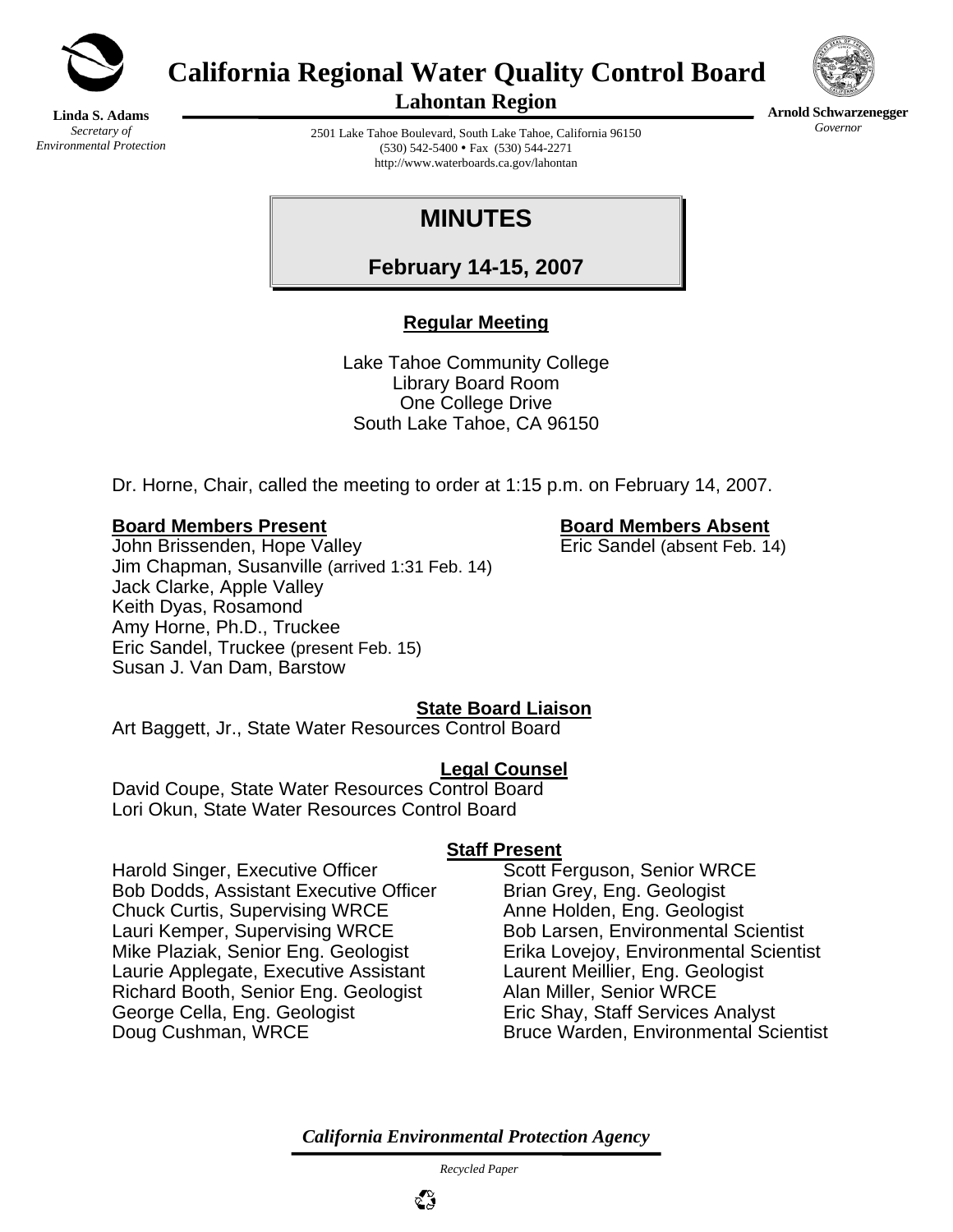# California Regional Water Quality Control Board

## Lahontan Region

**Linda S. Adams**
*Secretary of Environmental Protection*

**Arnold Schwarzenegger**
*Governor*

2501 Lake Tahoe Boulevard, South Lake Tahoe, California 96150
(530) 542-5400 • Fax (530) 544-2271
http://www.waterboards.ca.gov/lahontan

# MINUTES

## February 14-15, 2007

### Regular Meeting

Lake Tahoe Community College
Library Board Room
One College Drive
South Lake Tahoe, CA 96150

Dr. Horne, Chair, called the meeting to order at 1:15 p.m. on February 14, 2007.

**Board Members Present**

John Brissenden, Hope Valley
Jim Chapman, Susanville (arrived 1:31 Feb. 14)
Jack Clarke, Apple Valley
Keith Dyas, Rosamond
Amy Horne, Ph.D., Truckee
Eric Sandel, Truckee (present Feb. 15)
Susan J. Van Dam, Barstow

**Board Members Absent**

Eric Sandel (absent Feb. 14)

**State Board Liaison**

Art Baggett, Jr., State Water Resources Control Board

**Legal Counsel**

David Coupe, State Water Resources Control Board
Lori Okun, State Water Resources Control Board

**Staff Present**

Harold Singer, Executive Officer
Bob Dodds, Assistant Executive Officer
Chuck Curtis, Supervising WRCE
Lauri Kemper, Supervising WRCE
Mike Plaziak, Senior Eng. Geologist
Laurie Applegate, Executive Assistant
Richard Booth, Senior Eng. Geologist
George Cella, Eng. Geologist
Doug Cushman, WRCE
Scott Ferguson, Senior WRCE
Brian Grey, Eng. Geologist
Anne Holden, Eng. Geologist
Bob Larsen, Environmental Scientist
Erika Lovejoy, Environmental Scientist
Laurent Meillier, Eng. Geologist
Alan Miller, Senior WRCE
Eric Shay, Staff Services Analyst
Bruce Warden, Environmental Scientist

*California Environmental Protection Agency*

*Recycled Paper*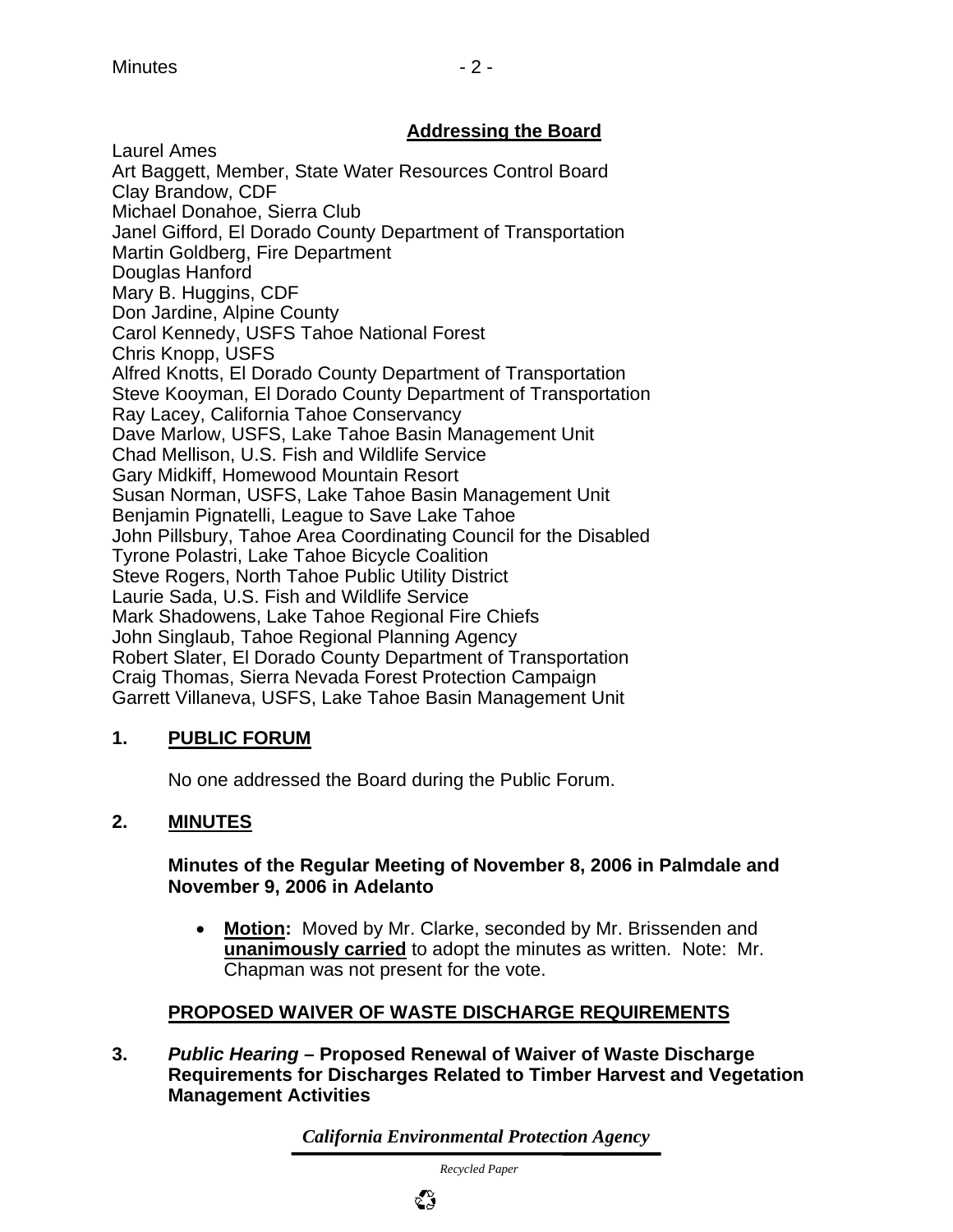**Addressing the Board**

Laurel Ames
Art Baggett, Member, State Water Resources Control Board
Clay Brandow, CDF
Michael Donahoe, Sierra Club
Janel Gifford, El Dorado County Department of Transportation
Martin Goldberg, Fire Department
Douglas Hanford
Mary B. Huggins, CDF
Don Jardine, Alpine County
Carol Kennedy, USFS Tahoe National Forest
Chris Knopp, USFS
Alfred Knotts, El Dorado County Department of Transportation
Steve Kooyman, El Dorado County Department of Transportation
Ray Lacey, California Tahoe Conservancy
Dave Marlow, USFS, Lake Tahoe Basin Management Unit
Chad Mellison, U.S. Fish and Wildlife Service
Gary Midkiff, Homewood Mountain Resort
Susan Norman, USFS, Lake Tahoe Basin Management Unit
Benjamin Pignatelli, League to Save Lake Tahoe
John Pillsbury, Tahoe Area Coordinating Council for the Disabled
Tyrone Polastri, Lake Tahoe Bicycle Coalition
Steve Rogers, North Tahoe Public Utility District
Laurie Sada, U.S. Fish and Wildlife Service
Mark Shadowens, Lake Tahoe Regional Fire Chiefs
John Singlaub, Tahoe Regional Planning Agency
Robert Slater, El Dorado County Department of Transportation
Craig Thomas, Sierra Nevada Forest Protection Campaign
Garrett Villaneva, USFS, Lake Tahoe Basin Management Unit

## 1. PUBLIC FORUM

No one addressed the Board during the Public Forum.

## 2. MINUTES

**Minutes of the Regular Meeting of November 8, 2006 in Palmdale and November 9, 2006 in Adelanto**

- **Motion:** Moved by Mr. Clarke, seconded by Mr. Brissenden and **unanimously carried** to adopt the minutes as written. Note: Mr. Chapman was not present for the vote.

## PROPOSED WAIVER OF WASTE DISCHARGE REQUIREMENTS

**3. *Public Hearing* – Proposed Renewal of Waiver of Waste Discharge Requirements for Discharges Related to Timber Harvest and Vegetation Management Activities**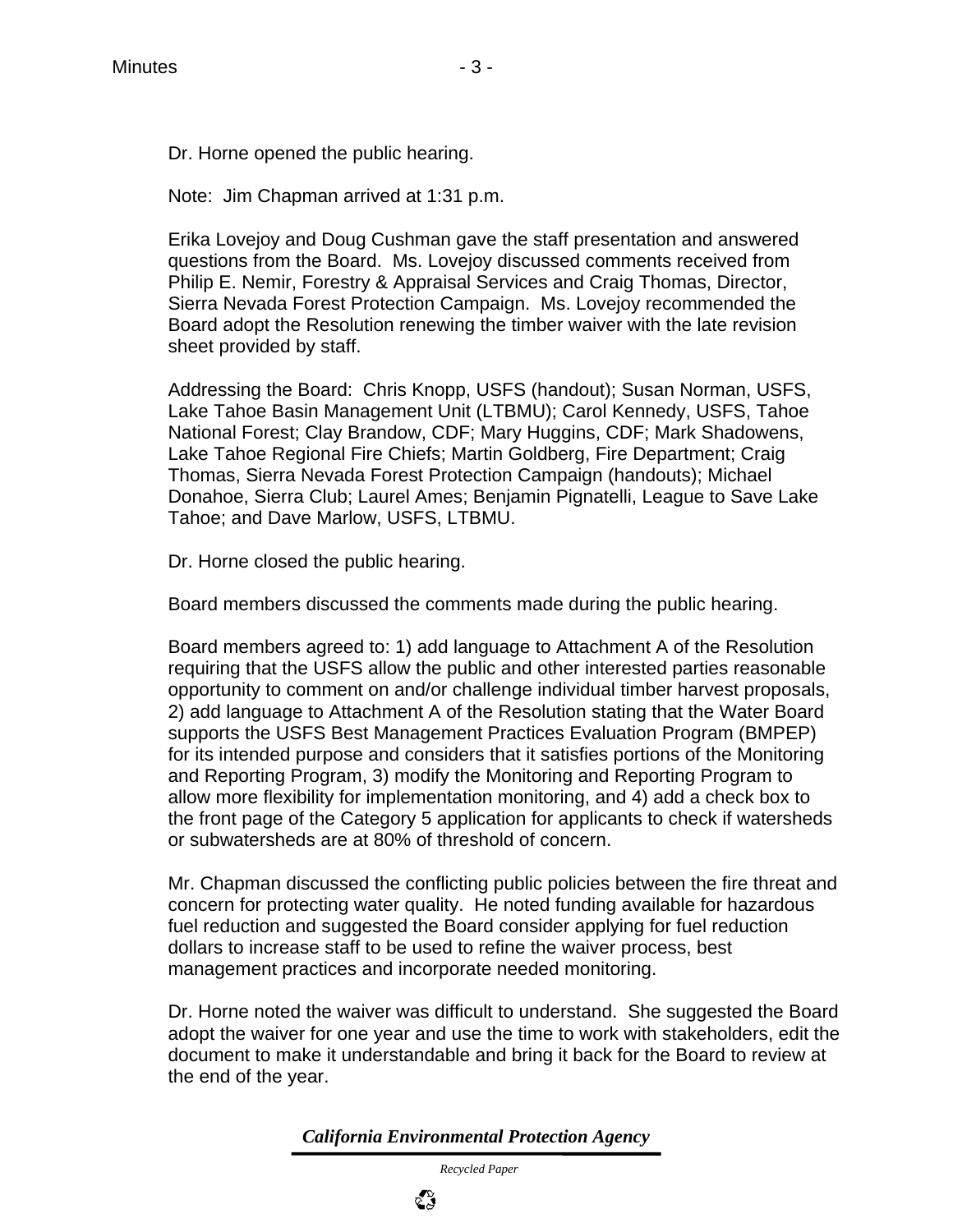Dr. Horne opened the public hearing.

Note: Jim Chapman arrived at 1:31 p.m.

Erika Lovejoy and Doug Cushman gave the staff presentation and answered questions from the Board. Ms. Lovejoy discussed comments received from Philip E. Nemir, Forestry & Appraisal Services and Craig Thomas, Director, Sierra Nevada Forest Protection Campaign. Ms. Lovejoy recommended the Board adopt the Resolution renewing the timber waiver with the late revision sheet provided by staff.

Addressing the Board: Chris Knopp, USFS (handout); Susan Norman, USFS, Lake Tahoe Basin Management Unit (LTBMU); Carol Kennedy, USFS, Tahoe National Forest; Clay Brandow, CDF; Mary Huggins, CDF; Mark Shadowens, Lake Tahoe Regional Fire Chiefs; Martin Goldberg, Fire Department; Craig Thomas, Sierra Nevada Forest Protection Campaign (handouts); Michael Donahoe, Sierra Club; Laurel Ames; Benjamin Pignatelli, League to Save Lake Tahoe; and Dave Marlow, USFS, LTBMU.

Dr. Horne closed the public hearing.

Board members discussed the comments made during the public hearing.

Board members agreed to: 1) add language to Attachment A of the Resolution requiring that the USFS allow the public and other interested parties reasonable opportunity to comment on and/or challenge individual timber harvest proposals, 2) add language to Attachment A of the Resolution stating that the Water Board supports the USFS Best Management Practices Evaluation Program (BMPEP) for its intended purpose and considers that it satisfies portions of the Monitoring and Reporting Program, 3) modify the Monitoring and Reporting Program to allow more flexibility for implementation monitoring, and 4) add a check box to the front page of the Category 5 application for applicants to check if watersheds or subwatersheds are at 80% of threshold of concern.

Mr. Chapman discussed the conflicting public policies between the fire threat and concern for protecting water quality. He noted funding available for hazardous fuel reduction and suggested the Board consider applying for fuel reduction dollars to increase staff to be used to refine the waiver process, best management practices and incorporate needed monitoring.

Dr. Horne noted the waiver was difficult to understand. She suggested the Board adopt the waiver for one year and use the time to work with stakeholders, edit the document to make it understandable and bring it back for the Board to review at the end of the year.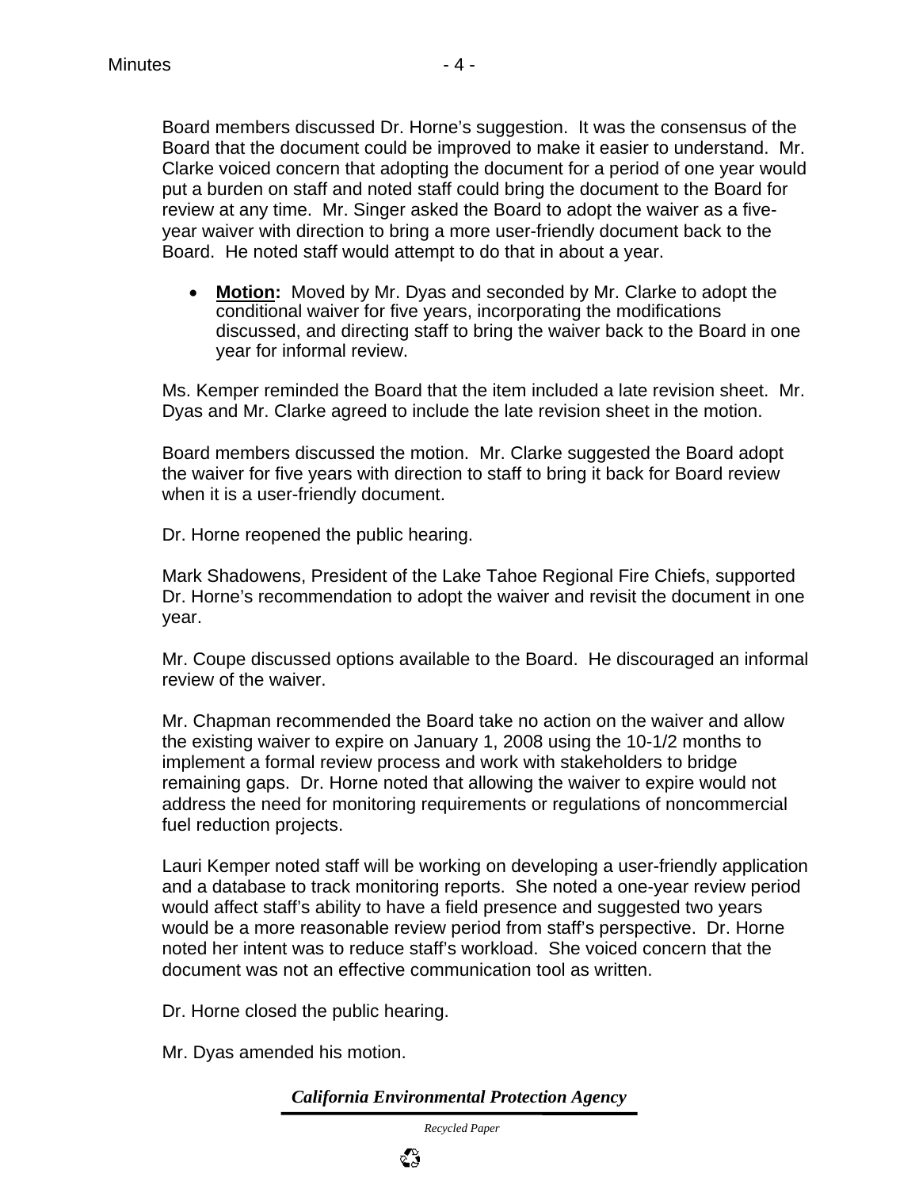Board members discussed Dr. Horne's suggestion. It was the consensus of the Board that the document could be improved to make it easier to understand. Mr. Clarke voiced concern that adopting the document for a period of one year would put a burden on staff and noted staff could bring the document to the Board for review at any time. Mr. Singer asked the Board to adopt the waiver as a five-year waiver with direction to bring a more user-friendly document back to the Board. He noted staff would attempt to do that in about a year.

- **Motion:** Moved by Mr. Dyas and seconded by Mr. Clarke to adopt the conditional waiver for five years, incorporating the modifications discussed, and directing staff to bring the waiver back to the Board in one year for informal review.

Ms. Kemper reminded the Board that the item included a late revision sheet. Mr. Dyas and Mr. Clarke agreed to include the late revision sheet in the motion.

Board members discussed the motion. Mr. Clarke suggested the Board adopt the waiver for five years with direction to staff to bring it back for Board review when it is a user-friendly document.

Dr. Horne reopened the public hearing.

Mark Shadowens, President of the Lake Tahoe Regional Fire Chiefs, supported Dr. Horne's recommendation to adopt the waiver and revisit the document in one year.

Mr. Coupe discussed options available to the Board. He discouraged an informal review of the waiver.

Mr. Chapman recommended the Board take no action on the waiver and allow the existing waiver to expire on January 1, 2008 using the 10-1/2 months to implement a formal review process and work with stakeholders to bridge remaining gaps. Dr. Horne noted that allowing the waiver to expire would not address the need for monitoring requirements or regulations of noncommercial fuel reduction projects.

Lauri Kemper noted staff will be working on developing a user-friendly application and a database to track monitoring reports. She noted a one-year review period would affect staff's ability to have a field presence and suggested two years would be a more reasonable review period from staff's perspective. Dr. Horne noted her intent was to reduce staff's workload. She voiced concern that the document was not an effective communication tool as written.

Dr. Horne closed the public hearing.

Mr. Dyas amended his motion.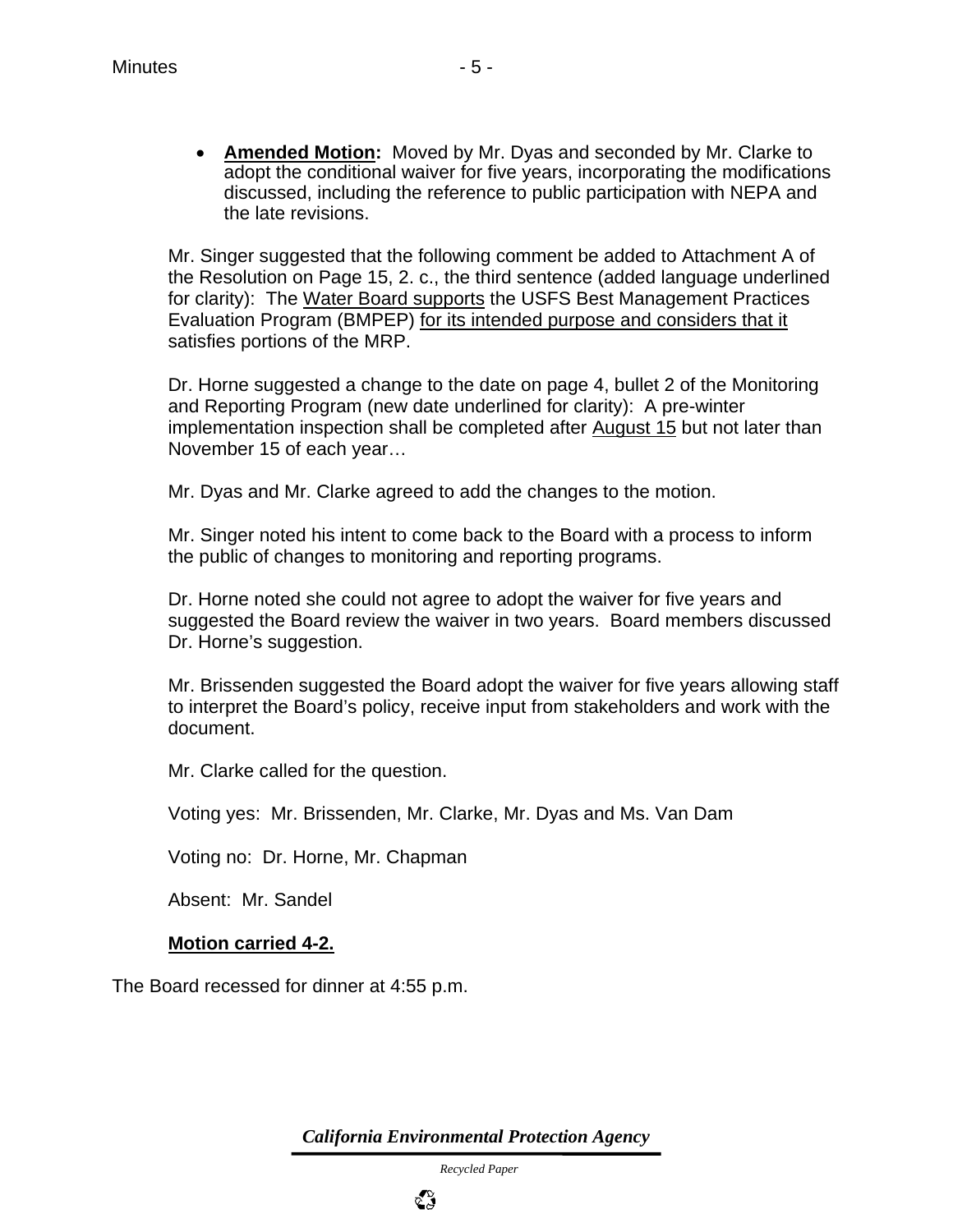- **Amended Motion:** Moved by Mr. Dyas and seconded by Mr. Clarke to adopt the conditional waiver for five years, incorporating the modifications discussed, including the reference to public participation with NEPA and the late revisions.

Mr. Singer suggested that the following comment be added to Attachment A of the Resolution on Page 15, 2. c., the third sentence (added language underlined for clarity): The <u>Water Board supports</u> the USFS Best Management Practices Evaluation Program (BMPEP) <u>for its intended purpose and considers that it</u> satisfies portions of the MRP.

Dr. Horne suggested a change to the date on page 4, bullet 2 of the Monitoring and Reporting Program (new date underlined for clarity): A pre-winter implementation inspection shall be completed after <u>August 15</u> but not later than November 15 of each year…

Mr. Dyas and Mr. Clarke agreed to add the changes to the motion.

Mr. Singer noted his intent to come back to the Board with a process to inform the public of changes to monitoring and reporting programs.

Dr. Horne noted she could not agree to adopt the waiver for five years and suggested the Board review the waiver in two years. Board members discussed Dr. Horne's suggestion.

Mr. Brissenden suggested the Board adopt the waiver for five years allowing staff to interpret the Board's policy, receive input from stakeholders and work with the document.

Mr. Clarke called for the question.

Voting yes: Mr. Brissenden, Mr. Clarke, Mr. Dyas and Ms. Van Dam

Voting no: Dr. Horne, Mr. Chapman

Absent: Mr. Sandel

**<u>Motion carried 4-2.</u>**

The Board recessed for dinner at 4:55 p.m.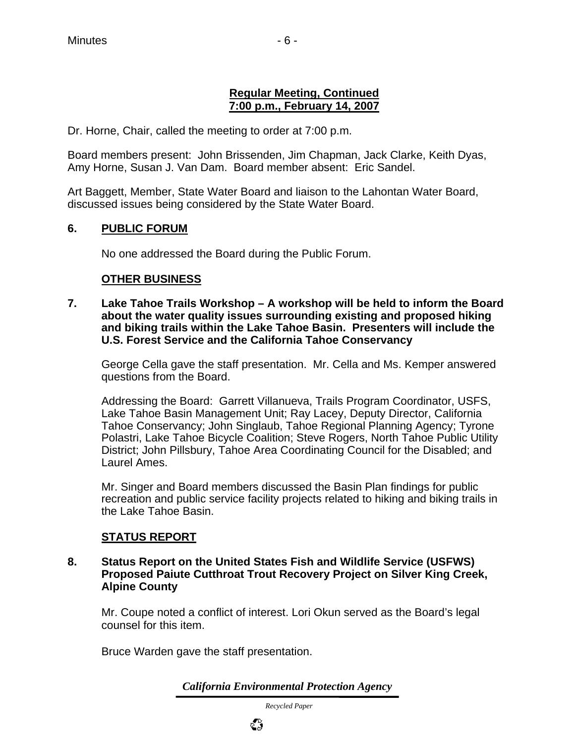**Regular Meeting, Continued**
**7:00 p.m., February 14, 2007**

Dr. Horne, Chair, called the meeting to order at 7:00 p.m.

Board members present: John Brissenden, Jim Chapman, Jack Clarke, Keith Dyas, Amy Horne, Susan J. Van Dam. Board member absent: Eric Sandel.

Art Baggett, Member, State Water Board and liaison to the Lahontan Water Board, discussed issues being considered by the State Water Board.

**6. PUBLIC FORUM**

No one addressed the Board during the Public Forum.

**OTHER BUSINESS**

**7. Lake Tahoe Trails Workshop – A workshop will be held to inform the Board about the water quality issues surrounding existing and proposed hiking and biking trails within the Lake Tahoe Basin. Presenters will include the U.S. Forest Service and the California Tahoe Conservancy**

George Cella gave the staff presentation. Mr. Cella and Ms. Kemper answered questions from the Board.

Addressing the Board: Garrett Villanueva, Trails Program Coordinator, USFS, Lake Tahoe Basin Management Unit; Ray Lacey, Deputy Director, California Tahoe Conservancy; John Singlaub, Tahoe Regional Planning Agency; Tyrone Polastri, Lake Tahoe Bicycle Coalition; Steve Rogers, North Tahoe Public Utility District; John Pillsbury, Tahoe Area Coordinating Council for the Disabled; and Laurel Ames.

Mr. Singer and Board members discussed the Basin Plan findings for public recreation and public service facility projects related to hiking and biking trails in the Lake Tahoe Basin.

**STATUS REPORT**

**8. Status Report on the United States Fish and Wildlife Service (USFWS) Proposed Paiute Cutthroat Trout Recovery Project on Silver King Creek, Alpine County**

Mr. Coupe noted a conflict of interest. Lori Okun served as the Board's legal counsel for this item.

Bruce Warden gave the staff presentation.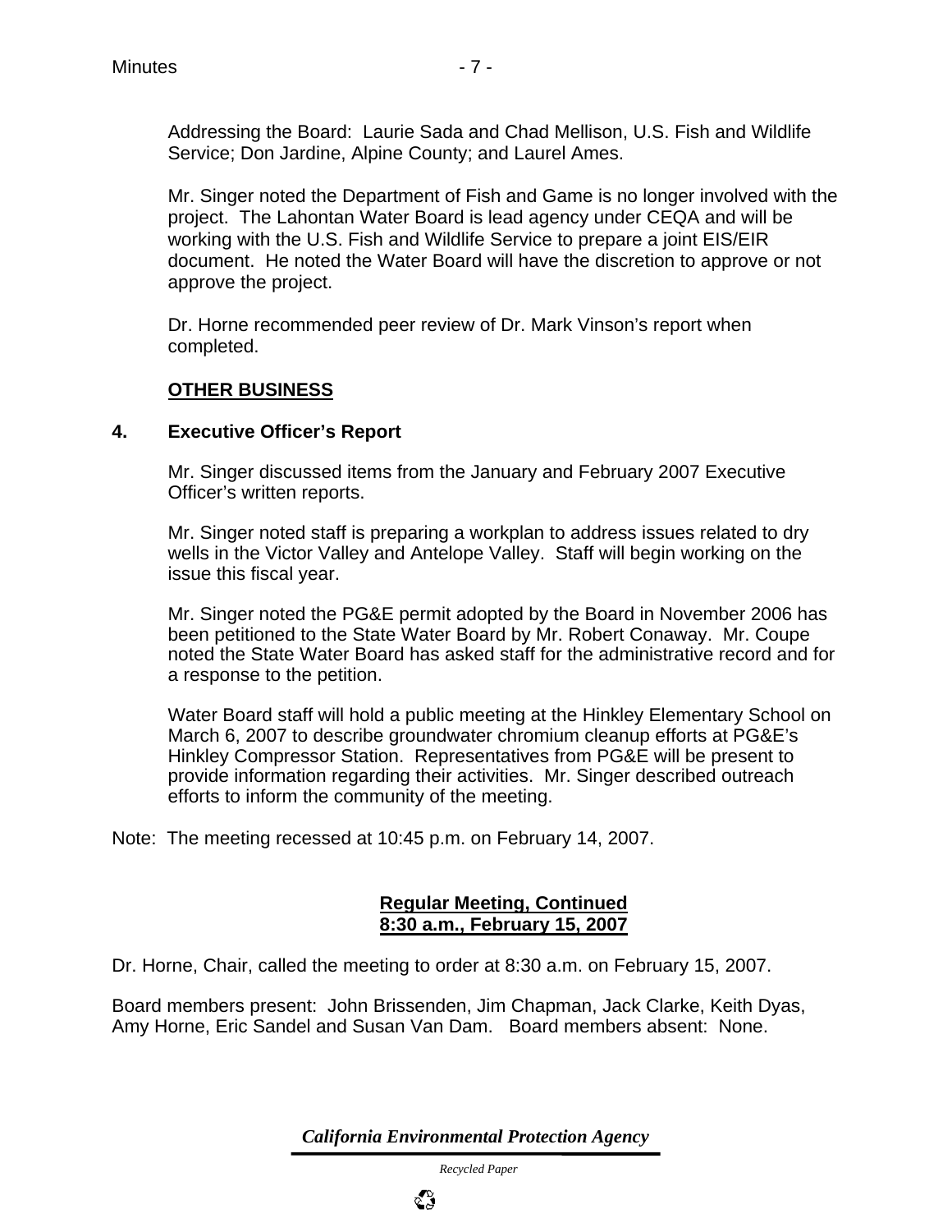Addressing the Board: Laurie Sada and Chad Mellison, U.S. Fish and Wildlife Service; Don Jardine, Alpine County; and Laurel Ames.

Mr. Singer noted the Department of Fish and Game is no longer involved with the project. The Lahontan Water Board is lead agency under CEQA and will be working with the U.S. Fish and Wildlife Service to prepare a joint EIS/EIR document. He noted the Water Board will have the discretion to approve or not approve the project.

Dr. Horne recommended peer review of Dr. Mark Vinson's report when completed.

**OTHER BUSINESS**

**4. Executive Officer's Report**

Mr. Singer discussed items from the January and February 2007 Executive Officer's written reports.

Mr. Singer noted staff is preparing a workplan to address issues related to dry wells in the Victor Valley and Antelope Valley. Staff will begin working on the issue this fiscal year.

Mr. Singer noted the PG&E permit adopted by the Board in November 2006 has been petitioned to the State Water Board by Mr. Robert Conaway. Mr. Coupe noted the State Water Board has asked staff for the administrative record and for a response to the petition.

Water Board staff will hold a public meeting at the Hinkley Elementary School on March 6, 2007 to describe groundwater chromium cleanup efforts at PG&E's Hinkley Compressor Station. Representatives from PG&E will be present to provide information regarding their activities. Mr. Singer described outreach efforts to inform the community of the meeting.

Note: The meeting recessed at 10:45 p.m. on February 14, 2007.

**Regular Meeting, Continued**
**8:30 a.m., February 15, 2007**

Dr. Horne, Chair, called the meeting to order at 8:30 a.m. on February 15, 2007.

Board members present: John Brissenden, Jim Chapman, Jack Clarke, Keith Dyas, Amy Horne, Eric Sandel and Susan Van Dam. Board members absent: None.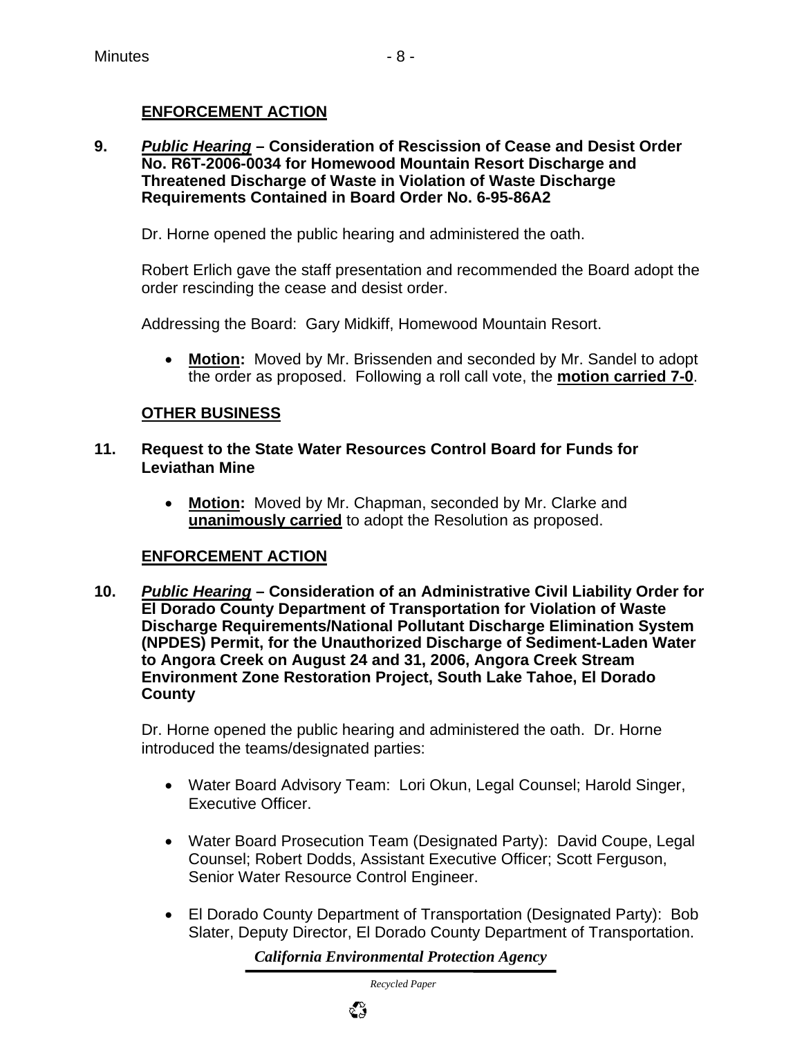## ENFORCEMENT ACTION

**9. *Public Hearing* – Consideration of Rescission of Cease and Desist Order No. R6T-2006-0034 for Homewood Mountain Resort Discharge and Threatened Discharge of Waste in Violation of Waste Discharge Requirements Contained in Board Order No. 6-95-86A2**

Dr. Horne opened the public hearing and administered the oath.

Robert Erlich gave the staff presentation and recommended the Board adopt the order rescinding the cease and desist order.

Addressing the Board: Gary Midkiff, Homewood Mountain Resort.

- **Motion:** Moved by Mr. Brissenden and seconded by Mr. Sandel to adopt the order as proposed. Following a roll call vote, the **motion carried 7-0**.

## OTHER BUSINESS

**11. Request to the State Water Resources Control Board for Funds for Leviathan Mine**

- **Motion:** Moved by Mr. Chapman, seconded by Mr. Clarke and **unanimously carried** to adopt the Resolution as proposed.

## ENFORCEMENT ACTION

**10. *Public Hearing* – Consideration of an Administrative Civil Liability Order for El Dorado County Department of Transportation for Violation of Waste Discharge Requirements/National Pollutant Discharge Elimination System (NPDES) Permit, for the Unauthorized Discharge of Sediment-Laden Water to Angora Creek on August 24 and 31, 2006, Angora Creek Stream Environment Zone Restoration Project, South Lake Tahoe, El Dorado County**

Dr. Horne opened the public hearing and administered the oath. Dr. Horne introduced the teams/designated parties:

- Water Board Advisory Team: Lori Okun, Legal Counsel; Harold Singer, Executive Officer.
- Water Board Prosecution Team (Designated Party): David Coupe, Legal Counsel; Robert Dodds, Assistant Executive Officer; Scott Ferguson, Senior Water Resource Control Engineer.
- El Dorado County Department of Transportation (Designated Party): Bob Slater, Deputy Director, El Dorado County Department of Transportation.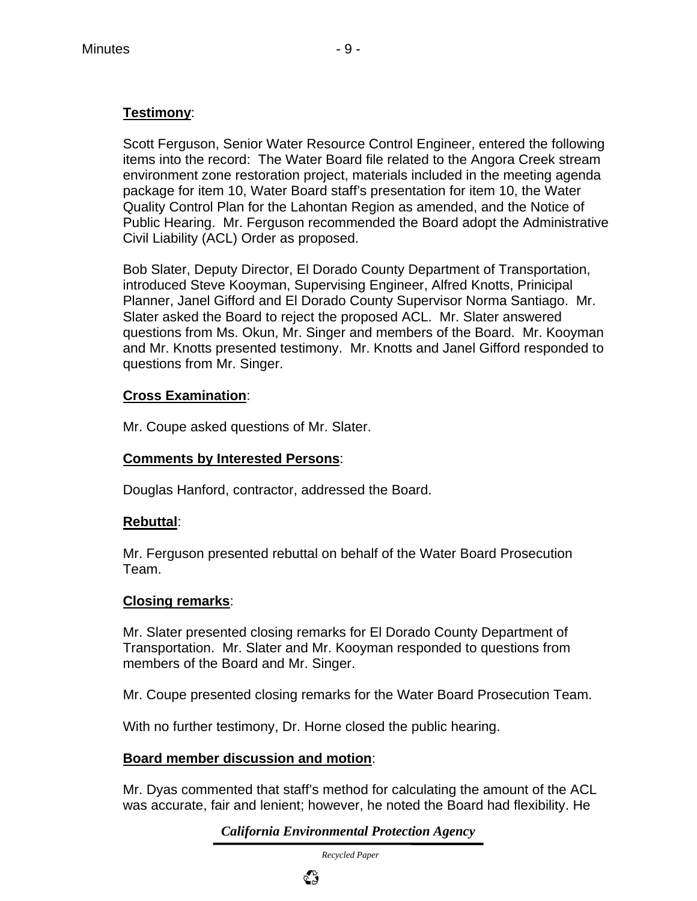**Testimony**:

Scott Ferguson, Senior Water Resource Control Engineer, entered the following items into the record: The Water Board file related to the Angora Creek stream environment zone restoration project, materials included in the meeting agenda package for item 10, Water Board staff's presentation for item 10, the Water Quality Control Plan for the Lahontan Region as amended, and the Notice of Public Hearing. Mr. Ferguson recommended the Board adopt the Administrative Civil Liability (ACL) Order as proposed.

Bob Slater, Deputy Director, El Dorado County Department of Transportation, introduced Steve Kooyman, Supervising Engineer, Alfred Knotts, Prinicipal Planner, Janel Gifford and El Dorado County Supervisor Norma Santiago. Mr. Slater asked the Board to reject the proposed ACL. Mr. Slater answered questions from Ms. Okun, Mr. Singer and members of the Board. Mr. Kooyman and Mr. Knotts presented testimony. Mr. Knotts and Janel Gifford responded to questions from Mr. Singer.

**Cross Examination**:

Mr. Coupe asked questions of Mr. Slater.

**Comments by Interested Persons**:

Douglas Hanford, contractor, addressed the Board.

**Rebuttal**:

Mr. Ferguson presented rebuttal on behalf of the Water Board Prosecution Team.

**Closing remarks**:

Mr. Slater presented closing remarks for El Dorado County Department of Transportation. Mr. Slater and Mr. Kooyman responded to questions from members of the Board and Mr. Singer.

Mr. Coupe presented closing remarks for the Water Board Prosecution Team.

With no further testimony, Dr. Horne closed the public hearing.

**Board member discussion and motion**:

Mr. Dyas commented that staff's method for calculating the amount of the ACL was accurate, fair and lenient; however, he noted the Board had flexibility. He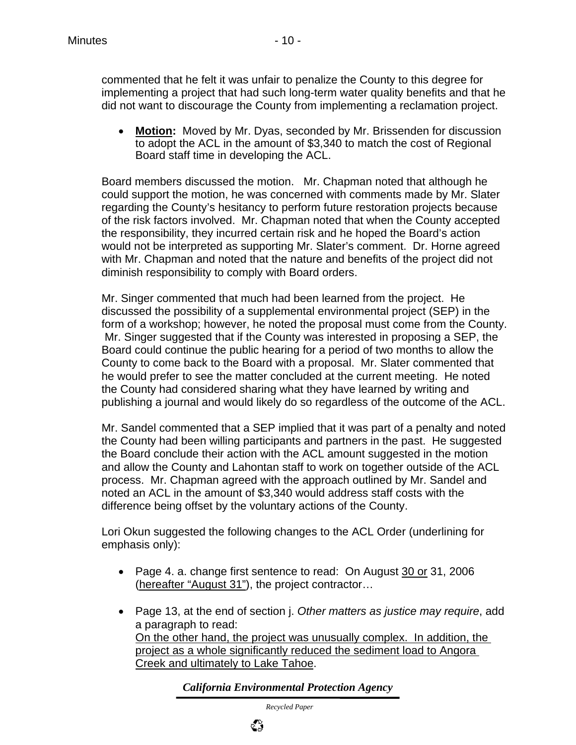commented that he felt it was unfair to penalize the County to this degree for implementing a project that had such long-term water quality benefits and that he did not want to discourage the County from implementing a reclamation project.

- **<u>Motion</u>:** Moved by Mr. Dyas, seconded by Mr. Brissenden for discussion to adopt the ACL in the amount of $3,340 to match the cost of Regional Board staff time in developing the ACL.

Board members discussed the motion. Mr. Chapman noted that although he could support the motion, he was concerned with comments made by Mr. Slater regarding the County's hesitancy to perform future restoration projects because of the risk factors involved. Mr. Chapman noted that when the County accepted the responsibility, they incurred certain risk and he hoped the Board's action would not be interpreted as supporting Mr. Slater's comment. Dr. Horne agreed with Mr. Chapman and noted that the nature and benefits of the project did not diminish responsibility to comply with Board orders.

Mr. Singer commented that much had been learned from the project. He discussed the possibility of a supplemental environmental project (SEP) in the form of a workshop; however, he noted the proposal must come from the County. Mr. Singer suggested that if the County was interested in proposing a SEP, the Board could continue the public hearing for a period of two months to allow the County to come back to the Board with a proposal. Mr. Slater commented that he would prefer to see the matter concluded at the current meeting. He noted the County had considered sharing what they have learned by writing and publishing a journal and would likely do so regardless of the outcome of the ACL.

Mr. Sandel commented that a SEP implied that it was part of a penalty and noted the County had been willing participants and partners in the past. He suggested the Board conclude their action with the ACL amount suggested in the motion and allow the County and Lahontan staff to work on together outside of the ACL process. Mr. Chapman agreed with the approach outlined by Mr. Sandel and noted an ACL in the amount of $3,340 would address staff costs with the difference being offset by the voluntary actions of the County.

Lori Okun suggested the following changes to the ACL Order (underlining for emphasis only):

- Page 4. a. change first sentence to read: On August <u>30 or</u> 31, 2006 (<u>hereafter "August 31"</u>), the project contractor…
- Page 13, at the end of section j. *Other matters as justice may require*, add a paragraph to read:
  <u>On the other hand, the project was unusually complex. In addition, the project as a whole significantly reduced the sediment load to Angora Creek and ultimately to Lake Tahoe</u>.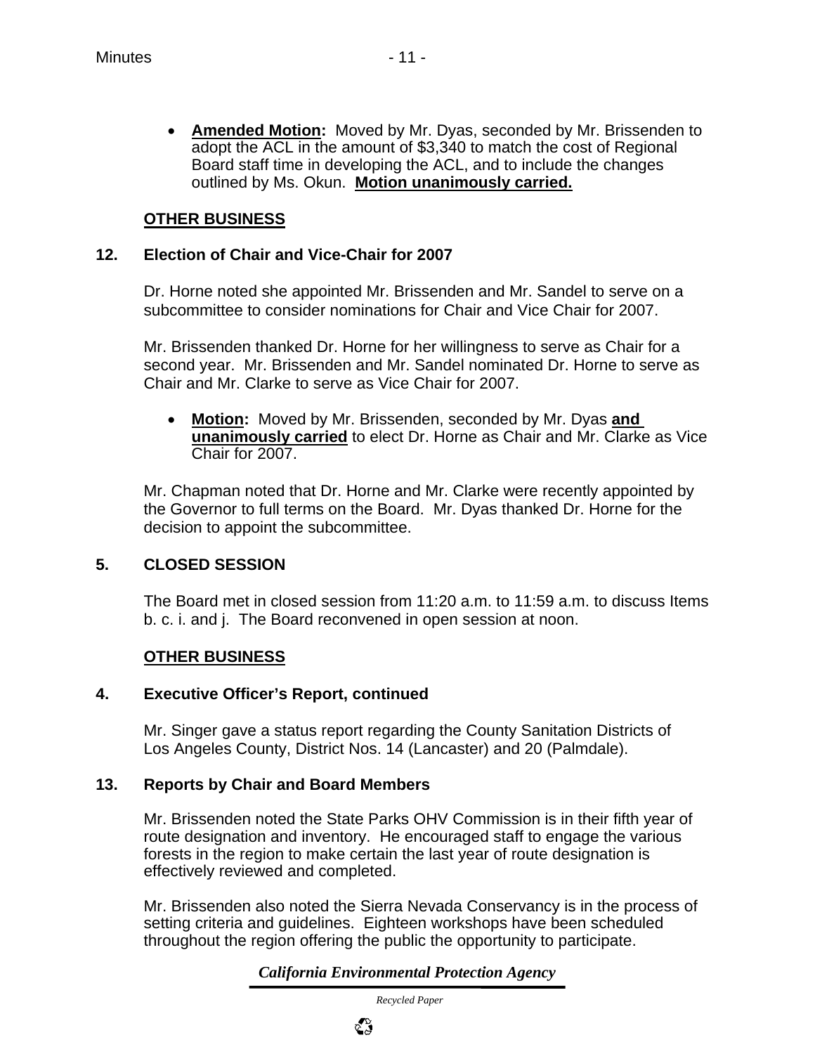- **Amended Motion:** Moved by Mr. Dyas, seconded by Mr. Brissenden to adopt the ACL in the amount of $3,340 to match the cost of Regional Board staff time in developing the ACL, and to include the changes outlined by Ms. Okun. **Motion unanimously carried.**

**OTHER BUSINESS**

**12. Election of Chair and Vice-Chair for 2007**

Dr. Horne noted she appointed Mr. Brissenden and Mr. Sandel to serve on a subcommittee to consider nominations for Chair and Vice Chair for 2007.

Mr. Brissenden thanked Dr. Horne for her willingness to serve as Chair for a second year. Mr. Brissenden and Mr. Sandel nominated Dr. Horne to serve as Chair and Mr. Clarke to serve as Vice Chair for 2007.

- **Motion:** Moved by Mr. Brissenden, seconded by Mr. Dyas **and unanimously carried** to elect Dr. Horne as Chair and Mr. Clarke as Vice Chair for 2007.

Mr. Chapman noted that Dr. Horne and Mr. Clarke were recently appointed by the Governor to full terms on the Board. Mr. Dyas thanked Dr. Horne for the decision to appoint the subcommittee.

**5. CLOSED SESSION**

The Board met in closed session from 11:20 a.m. to 11:59 a.m. to discuss Items b. c. i. and j. The Board reconvened in open session at noon.

**OTHER BUSINESS**

**4. Executive Officer's Report, continued**

Mr. Singer gave a status report regarding the County Sanitation Districts of Los Angeles County, District Nos. 14 (Lancaster) and 20 (Palmdale).

**13. Reports by Chair and Board Members**

Mr. Brissenden noted the State Parks OHV Commission is in their fifth year of route designation and inventory. He encouraged staff to engage the various forests in the region to make certain the last year of route designation is effectively reviewed and completed.

Mr. Brissenden also noted the Sierra Nevada Conservancy is in the process of setting criteria and guidelines. Eighteen workshops have been scheduled throughout the region offering the public the opportunity to participate.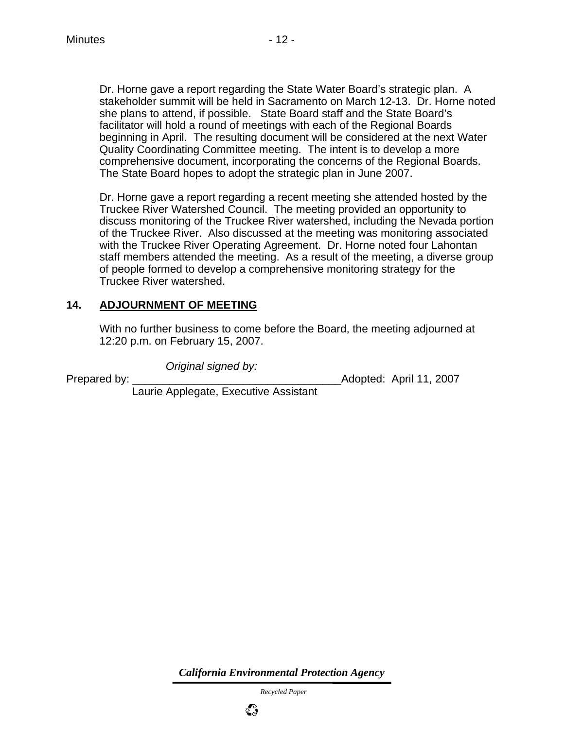Dr. Horne gave a report regarding the State Water Board's strategic plan. A stakeholder summit will be held in Sacramento on March 12-13. Dr. Horne noted she plans to attend, if possible. State Board staff and the State Board's facilitator will hold a round of meetings with each of the Regional Boards beginning in April. The resulting document will be considered at the next Water Quality Coordinating Committee meeting. The intent is to develop a more comprehensive document, incorporating the concerns of the Regional Boards. The State Board hopes to adopt the strategic plan in June 2007.

Dr. Horne gave a report regarding a recent meeting she attended hosted by the Truckee River Watershed Council. The meeting provided an opportunity to discuss monitoring of the Truckee River watershed, including the Nevada portion of the Truckee River. Also discussed at the meeting was monitoring associated with the Truckee River Operating Agreement. Dr. Horne noted four Lahontan staff members attended the meeting. As a result of the meeting, a diverse group of people formed to develop a comprehensive monitoring strategy for the Truckee River watershed.

## 14. ADJOURNMENT OF MEETING

With no further business to come before the Board, the meeting adjourned at 12:20 p.m. on February 15, 2007.

*Original signed by:*

Prepared by: ________________________________ Adopted: April 11, 2007

Laurie Applegate, Executive Assistant

***California Environmental Protection Agency***

*Recycled Paper*